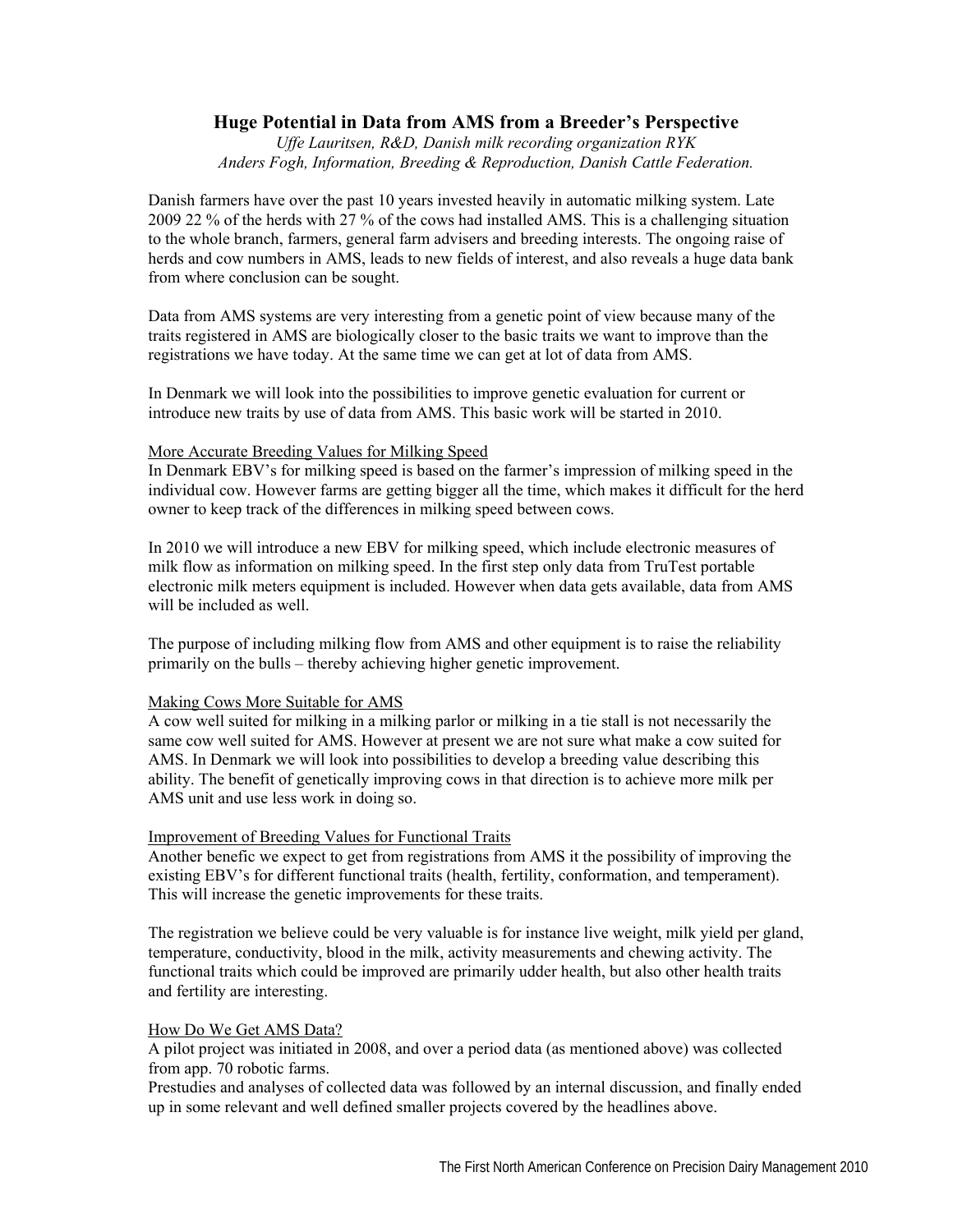# Huge Potential in Data from AMS from a Breeder's Perspective

*Uffe Lauritsen, R&D, Danish milk recording organization RYK*
*Anders Fogh, Information, Breeding & Reproduction, Danish Cattle Federation.*

Danish farmers have over the past 10 years invested heavily in automatic milking system. Late 2009 22 % of the herds with 27 % of the cows had installed AMS. This is a challenging situation to the whole branch, farmers, general farm advisers and breeding interests. The ongoing raise of herds and cow numbers in AMS, leads to new fields of interest, and also reveals a huge data bank from where conclusion can be sought.

Data from AMS systems are very interesting from a genetic point of view because many of the traits registered in AMS are biologically closer to the basic traits we want to improve than the registrations we have today. At the same time we can get at lot of data from AMS.

In Denmark we will look into the possibilities to improve genetic evaluation for current or introduce new traits by use of data from AMS. This basic work will be started in 2010.

## More Accurate Breeding Values for Milking Speed

In Denmark EBV's for milking speed is based on the farmer's impression of milking speed in the individual cow. However farms are getting bigger all the time, which makes it difficult for the herd owner to keep track of the differences in milking speed between cows.

In 2010 we will introduce a new EBV for milking speed, which include electronic measures of milk flow as information on milking speed. In the first step only data from TruTest portable electronic milk meters equipment is included. However when data gets available, data from AMS will be included as well.

The purpose of including milking flow from AMS and other equipment is to raise the reliability primarily on the bulls – thereby achieving higher genetic improvement.

## Making Cows More Suitable for AMS

A cow well suited for milking in a milking parlor or milking in a tie stall is not necessarily the same cow well suited for AMS. However at present we are not sure what make a cow suited for AMS. In Denmark we will look into possibilities to develop a breeding value describing this ability. The benefit of genetically improving cows in that direction is to achieve more milk per AMS unit and use less work in doing so.

## Improvement of Breeding Values for Functional Traits

Another benefic we expect to get from registrations from AMS it the possibility of improving the existing EBV's for different functional traits (health, fertility, conformation, and temperament). This will increase the genetic improvements for these traits.

The registration we believe could be very valuable is for instance live weight, milk yield per gland, temperature, conductivity, blood in the milk, activity measurements and chewing activity. The functional traits which could be improved are primarily udder health, but also other health traits and fertility are interesting.

## How Do We Get AMS Data?

A pilot project was initiated in 2008, and over a period data (as mentioned above) was collected from app. 70 robotic farms.
Prestudies and analyses of collected data was followed by an internal discussion, and finally ended up in some relevant and well defined smaller projects covered by the headlines above.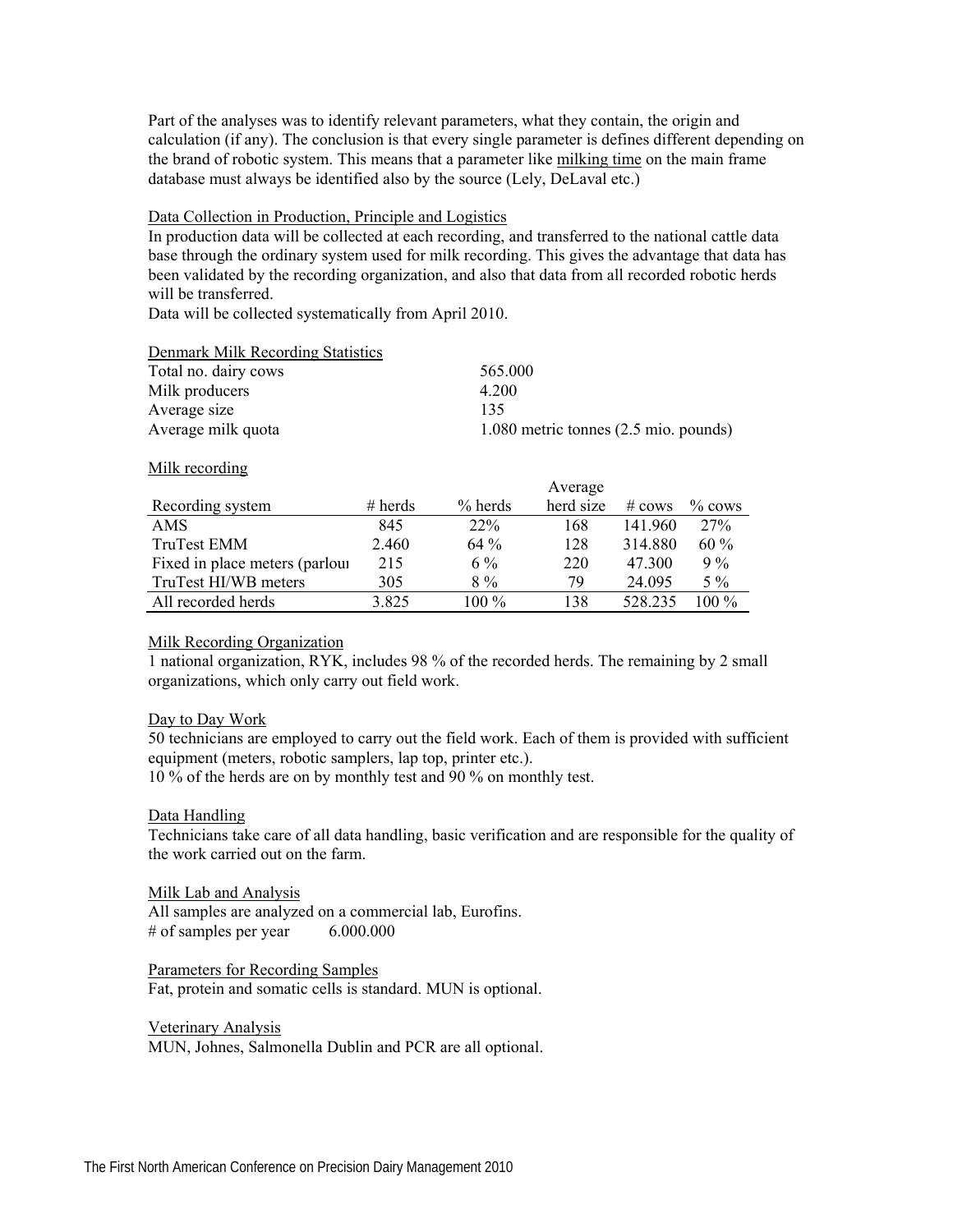Part of the analyses was to identify relevant parameters, what they contain, the origin and calculation (if any). The conclusion is that every single parameter is defines different depending on the brand of robotic system. This means that a parameter like milking time on the main frame database must always be identified also by the source (Lely, DeLaval etc.)

Data Collection in Production, Principle and Logistics

In production data will be collected at each recording, and transferred to the national cattle data base through the ordinary system used for milk recording. This gives the advantage that data has been validated by the recording organization, and also that data from all recorded robotic herds will be transferred.

Data will be collected systematically from April 2010.

Denmark Milk Recording Statistics

| | |
|---|---|
| Total no. dairy cows | 565.000 |
| Milk producers | 4.200 |
| Average size | 135 |
| Average milk quota | 1.080 metric tonnes (2.5 mio. pounds) |

Milk recording

| Recording system | # herds | % herds | Average herd size | # cows | % cows |
|---|---|---|---|---|---|
| AMS | 845 | 22% | 168 | 141.960 | 27% |
| TruTest EMM | 2.460 | 64 % | 128 | 314.880 | 60 % |
| Fixed in place meters (parlou | 215 | 6 % | 220 | 47.300 | 9 % |
| TruTest HI/WB meters | 305 | 8 % | 79 | 24.095 | 5 % |
| All recorded herds | 3.825 | 100 % | 138 | 528.235 | 100 % |

Milk Recording Organization

1 national organization, RYK, includes 98 % of the recorded herds. The remaining by 2 small organizations, which only carry out field work.

Day to Day Work

50 technicians are employed to carry out the field work. Each of them is provided with sufficient equipment (meters, robotic samplers, lap top, printer etc.).

10 % of the herds are on by monthly test and 90 % on monthly test.

Data Handling

Technicians take care of all data handling, basic verification and are responsible for the quality of the work carried out on the farm.

Milk Lab and Analysis

All samples are analyzed on a commercial lab, Eurofins.

\# of samples per year 6.000.000

Parameters for Recording Samples

Fat, protein and somatic cells is standard. MUN is optional.

Veterinary Analysis

MUN, Johnes, Salmonella Dublin and PCR are all optional.